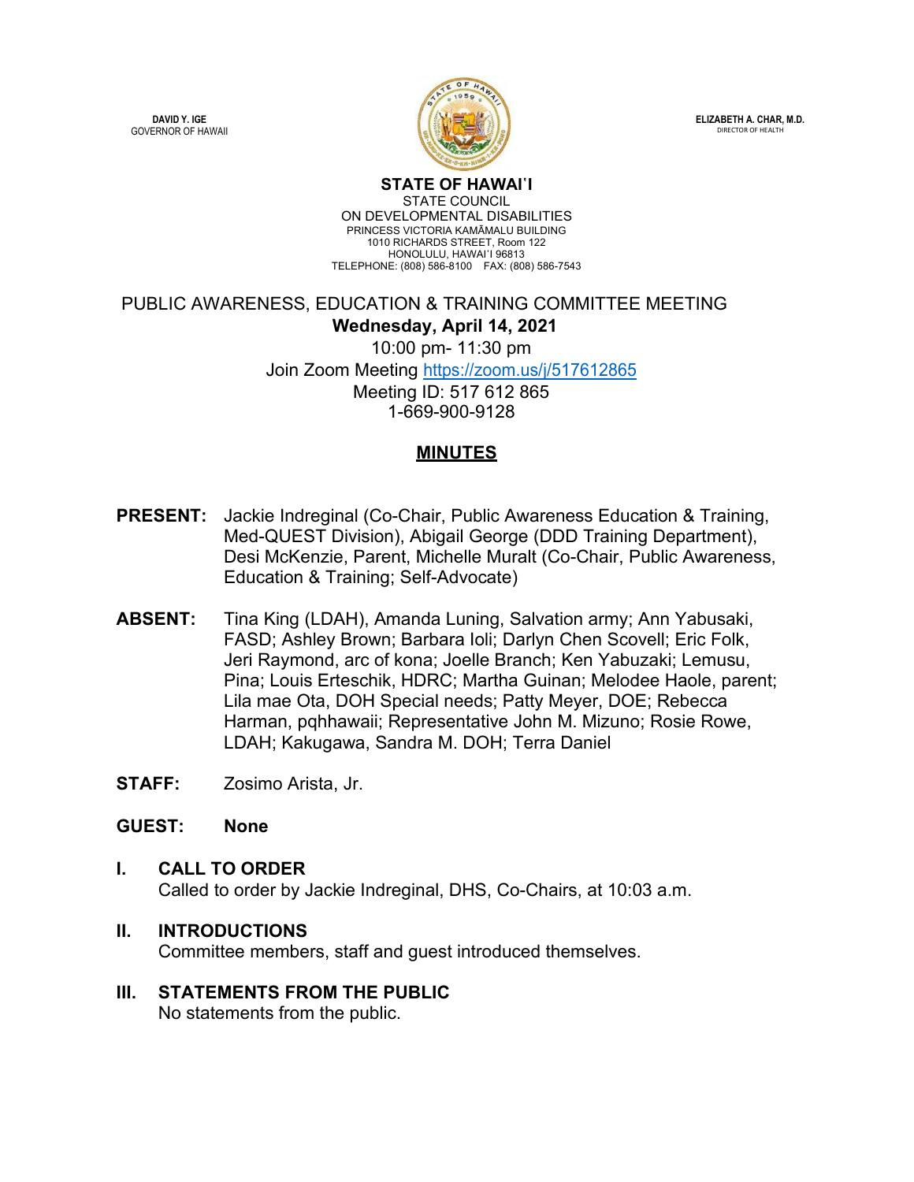**DAVID Y. IGE**
GOVERNOR OF HAWAII

**ELIZABETH A. CHAR, M.D.**
DIRECTOR OF HEALTH

**STATE OF HAWAIʻI**
STATE COUNCIL
ON DEVELOPMENTAL DISABILITIES
PRINCESS VICTORIA KAMĀMALU BUILDING
1010 RICHARDS STREET, Room 122
HONOLULU, HAWAIʻI 96813
TELEPHONE: (808) 586-8100 FAX: (808) 586-7543

PUBLIC AWARENESS, EDUCATION & TRAINING COMMITTEE MEETING
**Wednesday, April 14, 2021**
10:00 pm- 11:30 pm
Join Zoom Meeting https://zoom.us/j/517612865
Meeting ID: 517 612 865
1-669-900-9128

## MINUTES

**PRESENT:** Jackie Indreginal (Co-Chair, Public Awareness Education & Training, Med-QUEST Division), Abigail George (DDD Training Department), Desi McKenzie, Parent, Michelle Muralt (Co-Chair, Public Awareness, Education & Training; Self-Advocate)

**ABSENT:** Tina King (LDAH), Amanda Luning, Salvation army; Ann Yabusaki, FASD; Ashley Brown; Barbara Ioli; Darlyn Chen Scovell; Eric Folk, Jeri Raymond, arc of kona; Joelle Branch; Ken Yabuzaki; Lemusu, Pina; Louis Erteschik, HDRC; Martha Guinan; Melodee Haole, parent; Lila mae Ota, DOH Special needs; Patty Meyer, DOE; Rebecca Harman, pqhhawaii; Representative John M. Mizuno; Rosie Rowe, LDAH; Kakugawa, Sandra M. DOH; Terra Daniel

**STAFF:** Zosimo Arista, Jr.

**GUEST:** **None**

### I. CALL TO ORDER
Called to order by Jackie Indreginal, DHS, Co-Chairs, at 10:03 a.m.

### II. INTRODUCTIONS
Committee members, staff and guest introduced themselves.

### III. STATEMENTS FROM THE PUBLIC
No statements from the public.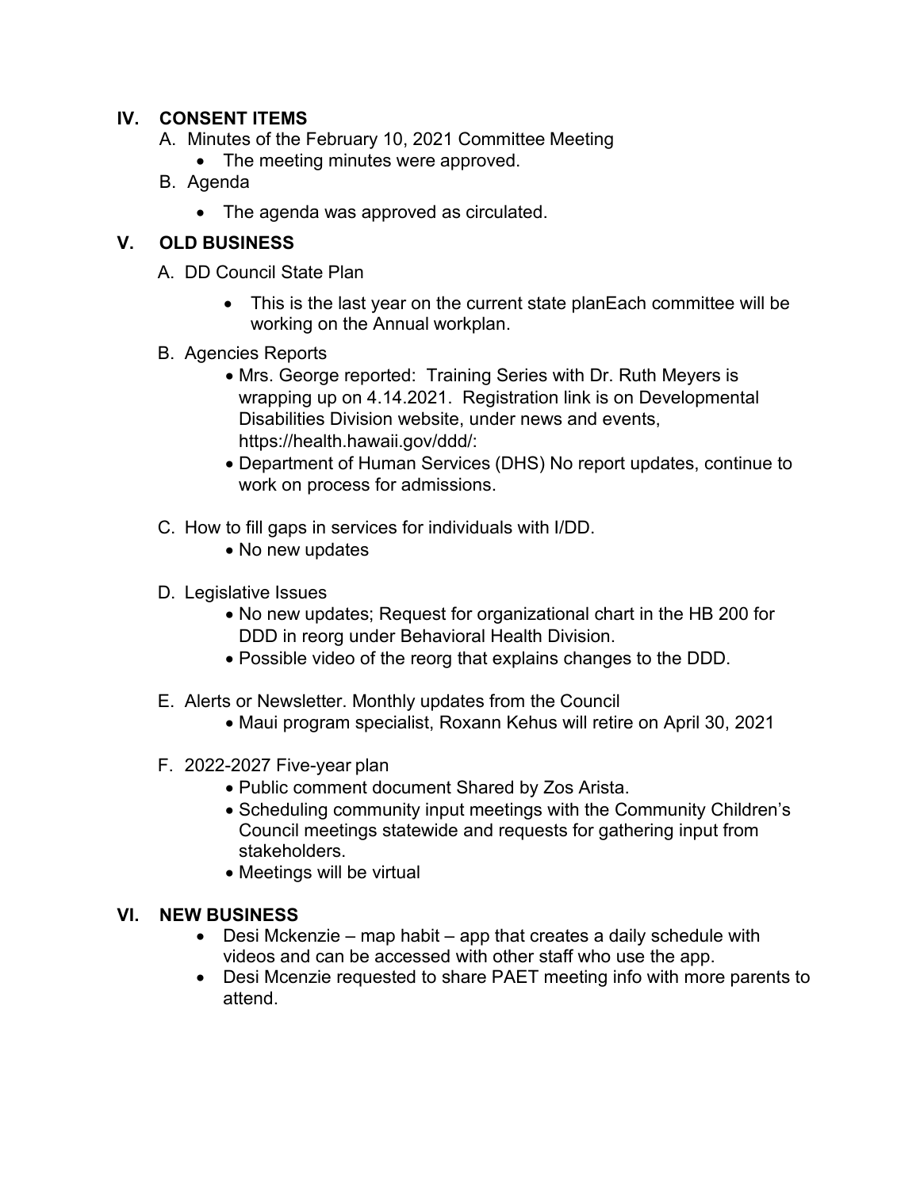## IV. CONSENT ITEMS

A. Minutes of the February 10, 2021 Committee Meeting
- The meeting minutes were approved.

B. Agenda
- The agenda was approved as circulated.

## V. OLD BUSINESS

A. DD Council State Plan
- This is the last year on the current state planEach committee will be working on the Annual workplan.

B. Agencies Reports
- Mrs. George reported: Training Series with Dr. Ruth Meyers is wrapping up on 4.14.2021. Registration link is on Developmental Disabilities Division website, under news and events, https://health.hawaii.gov/ddd/:
- Department of Human Services (DHS) No report updates, continue to work on process for admissions.

C. How to fill gaps in services for individuals with I/DD.
- No new updates

D. Legislative Issues
- No new updates; Request for organizational chart in the HB 200 for DDD in reorg under Behavioral Health Division.
- Possible video of the reorg that explains changes to the DDD.

E. Alerts or Newsletter. Monthly updates from the Council
- Maui program specialist, Roxann Kehus will retire on April 30, 2021

F. 2022-2027 Five-year plan
- Public comment document Shared by Zos Arista.
- Scheduling community input meetings with the Community Children's Council meetings statewide and requests for gathering input from stakeholders.
- Meetings will be virtual

## VI. NEW BUSINESS

- Desi Mckenzie – map habit – app that creates a daily schedule with videos and can be accessed with other staff who use the app.
- Desi Mcenzie requested to share PAET meeting info with more parents to attend.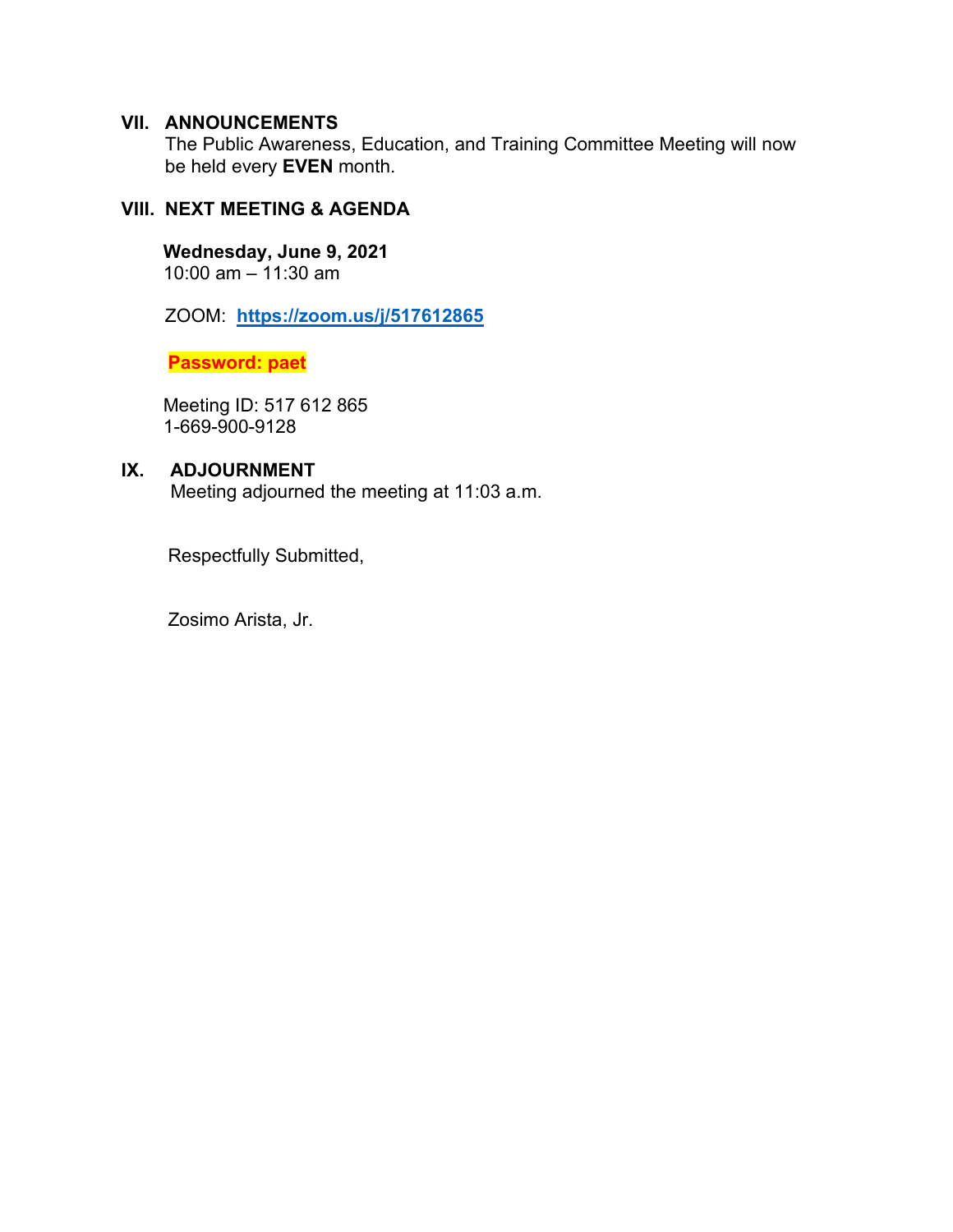## VII. ANNOUNCEMENTS

The Public Awareness, Education, and Training Committee Meeting will now be held every **EVEN** month.

## VIII. NEXT MEETING & AGENDA

**Wednesday, June 9, 2021**
10:00 am – 11:30 am

ZOOM: **https://zoom.us/j/517612865**

**Password: paet**

Meeting ID: 517 612 865
1-669-900-9128

## IX. ADJOURNMENT

Meeting adjourned the meeting at 11:03 a.m.

Respectfully Submitted,

Zosimo Arista, Jr.